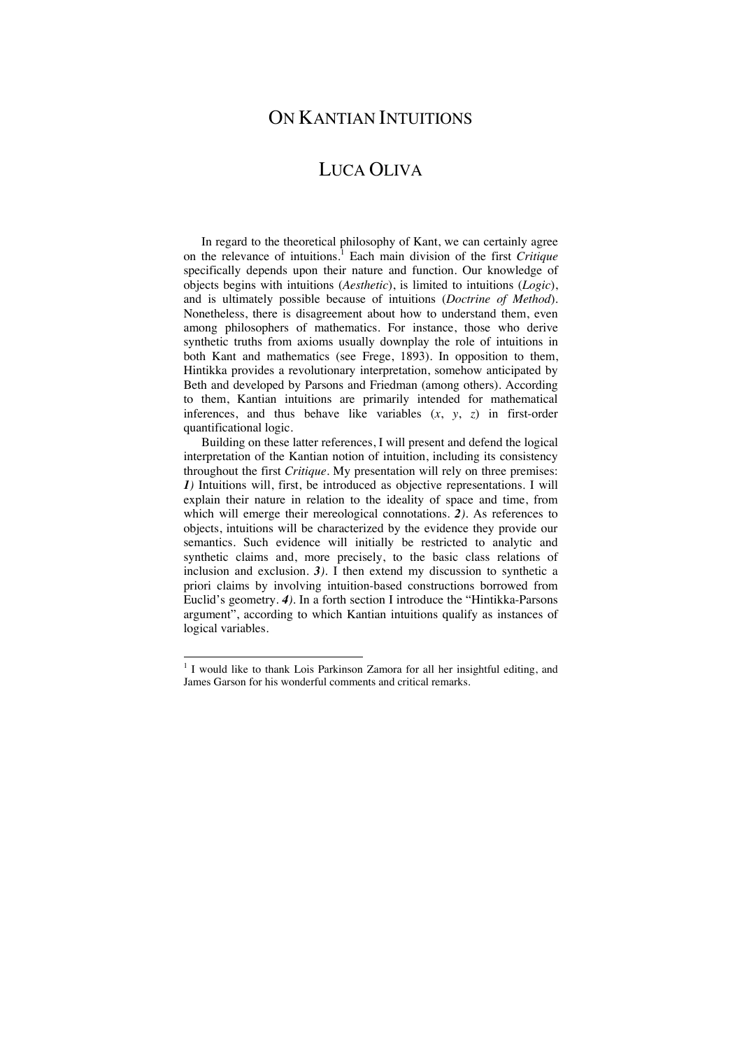# ON KANTIAN INTUITIONS

## LUCA OLIVA

In regard to the theoretical philosophy of Kant, we can certainly agree on the relevance of intuitions.[1] Each main division of the first *Critique* specifically depends upon their nature and function. Our knowledge of objects begins with intuitions (*Aesthetic*), is limited to intuitions (*Logic*), and is ultimately possible because of intuitions (*Doctrine of Method*). Nonetheless, there is disagreement about how to understand them, even among philosophers of mathematics. For instance, those who derive synthetic truths from axioms usually downplay the role of intuitions in both Kant and mathematics (see Frege, 1893). In opposition to them, Hintikka provides a revolutionary interpretation, somehow anticipated by Beth and developed by Parsons and Friedman (among others). According to them, Kantian intuitions are primarily intended for mathematical inferences, and thus behave like variables ($x$, $y$, $z$) in first-order quantificational logic.

Building on these latter references, I will present and defend the logical interpretation of the Kantian notion of intuition, including its consistency throughout the first *Critique*. My presentation will rely on three premises: ***1)*** Intuitions will, first, be introduced as objective representations. I will explain their nature in relation to the ideality of space and time, from which will emerge their mereological connotations. ***2)***. As references to objects, intuitions will be characterized by the evidence they provide our semantics. Such evidence will initially be restricted to analytic and synthetic claims and, more precisely, to the basic class relations of inclusion and exclusion. ***3)***. I then extend my discussion to synthetic a priori claims by involving intuition-based constructions borrowed from Euclid's geometry. ***4)***. In a forth section I introduce the "Hintikka-Parsons argument", according to which Kantian intuitions qualify as instances of logical variables.

---

[1] I would like to thank Lois Parkinson Zamora for all her insightful editing, and James Garson for his wonderful comments and critical remarks.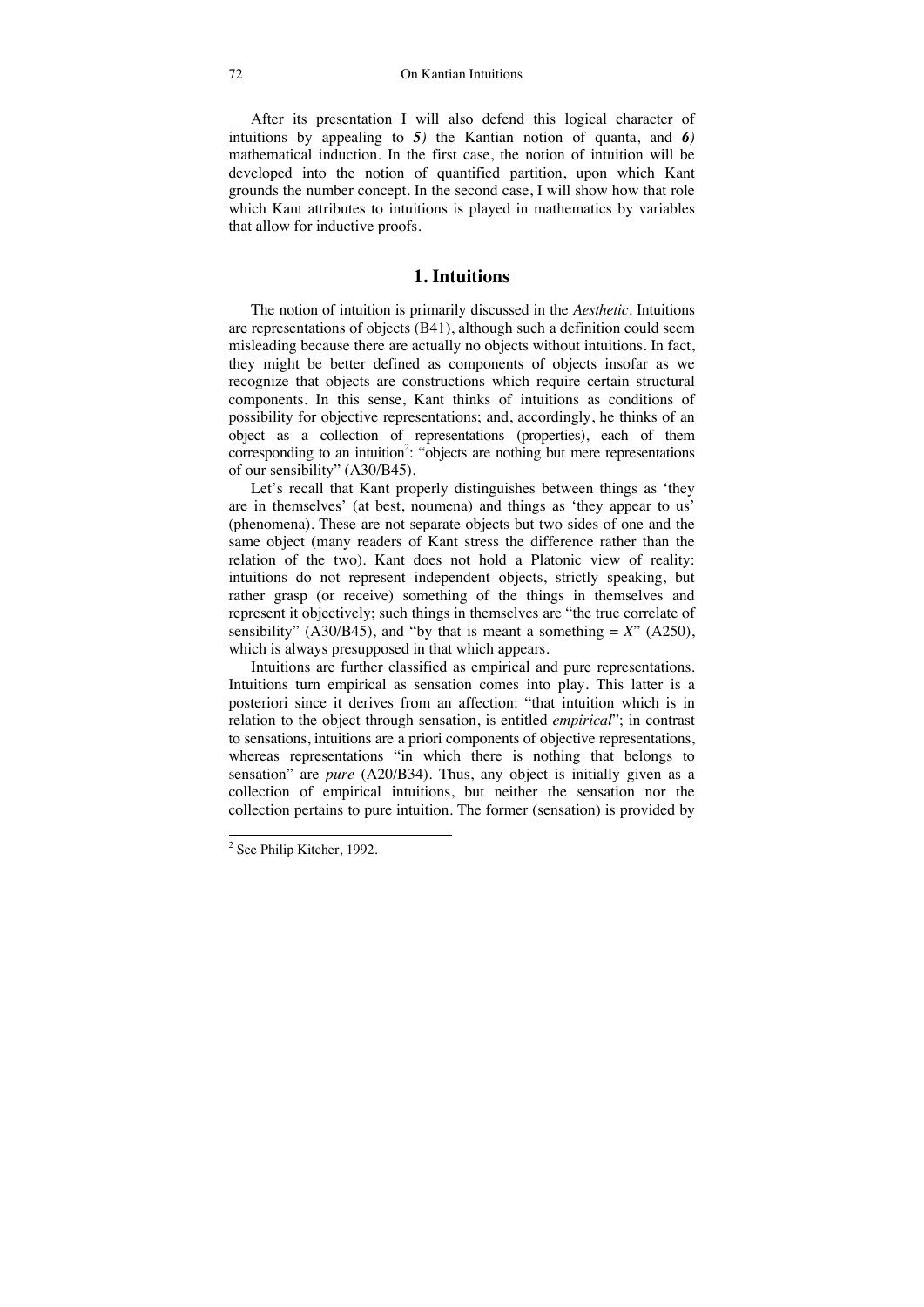After its presentation I will also defend this logical character of intuitions by appealing to ***5)*** the Kantian notion of quanta, and ***6)*** mathematical induction. In the first case, the notion of intuition will be developed into the notion of quantified partition, upon which Kant grounds the number concept. In the second case, I will show how that role which Kant attributes to intuitions is played in mathematics by variables that allow for inductive proofs.

## 1. Intuitions

The notion of intuition is primarily discussed in the *Aesthetic*. Intuitions are representations of objects (B41), although such a definition could seem misleading because there are actually no objects without intuitions. In fact, they might be better defined as components of objects insofar as we recognize that objects are constructions which require certain structural components. In this sense, Kant thinks of intuitions as conditions of possibility for objective representations; and, accordingly, he thinks of an object as a collection of representations (properties), each of them corresponding to an intuition[2]: "objects are nothing but mere representations of our sensibility" (A30/B45).

Let's recall that Kant properly distinguishes between things as 'they are in themselves' (at best, noumena) and things as 'they appear to us' (phenomena). These are not separate objects but two sides of one and the same object (many readers of Kant stress the difference rather than the relation of the two). Kant does not hold a Platonic view of reality: intuitions do not represent independent objects, strictly speaking, but rather grasp (or receive) something of the things in themselves and represent it objectively; such things in themselves are "the true correlate of sensibility" (A30/B45), and "by that is meant a something = *X*" (A250), which is always presupposed in that which appears.

Intuitions are further classified as empirical and pure representations. Intuitions turn empirical as sensation comes into play. This latter is a posteriori since it derives from an affection: "that intuition which is in relation to the object through sensation, is entitled *empirical*"; in contrast to sensations, intuitions are a priori components of objective representations, whereas representations "in which there is nothing that belongs to sensation" are *pure* (A20/B34). Thus, any object is initially given as a collection of empirical intuitions, but neither the sensation nor the collection pertains to pure intuition. The former (sensation) is provided by

[2] See Philip Kitcher, 1992.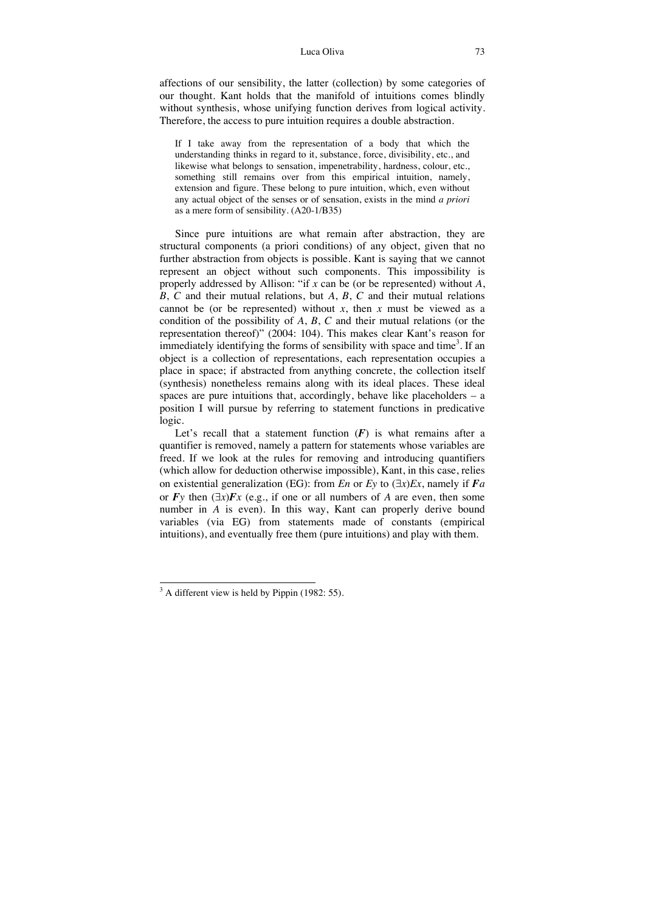affections of our sensibility, the latter (collection) by some categories of our thought. Kant holds that the manifold of intuitions comes blindly without synthesis, whose unifying function derives from logical activity. Therefore, the access to pure intuition requires a double abstraction.

> If I take away from the representation of a body that which the understanding thinks in regard to it, substance, force, divisibility, etc., and likewise what belongs to sensation, impenetrability, hardness, colour, etc., something still remains over from this empirical intuition, namely, extension and figure. These belong to pure intuition, which, even without any actual object of the senses or of sensation, exists in the mind *a priori* as a mere form of sensibility. (A20-1/B35)

Since pure intuitions are what remain after abstraction, they are structural components (a priori conditions) of any object, given that no further abstraction from objects is possible. Kant is saying that we cannot represent an object without such components. This impossibility is properly addressed by Allison: "if $x$ can be (or be represented) without $A$, $B$, $C$ and their mutual relations, but $A$, $B$, $C$ and their mutual relations cannot be (or be represented) without $x$, then $x$ must be viewed as a condition of the possibility of $A$, $B$, $C$ and their mutual relations (or the representation thereof)" (2004: 104). This makes clear Kant's reason for immediately identifying the forms of sensibility with space and time[3]. If an object is a collection of representations, each representation occupies a place in space; if abstracted from anything concrete, the collection itself (synthesis) nonetheless remains along with its ideal places. These ideal spaces are pure intuitions that, accordingly, behave like placeholders – a position I will pursue by referring to statement functions in predicative logic.

Let's recall that a statement function ($\boldsymbol{F}$) is what remains after a quantifier is removed, namely a pattern for statements whose variables are freed. If we look at the rules for removing and introducing quantifiers (which allow for deduction otherwise impossible), Kant, in this case, relies on existential generalization (EG): from $En$ or $Ey$ to $(\exists x)Ex$, namely if $\boldsymbol{F}a$ or $\boldsymbol{F}y$ then $(\exists x)\boldsymbol{F}x$ (e.g., if one or all numbers of $A$ are even, then some number in $A$ is even). In this way, Kant can properly derive bound variables (via EG) from statements made of constants (empirical intuitions), and eventually free them (pure intuitions) and play with them.

[3] A different view is held by Pippin (1982: 55).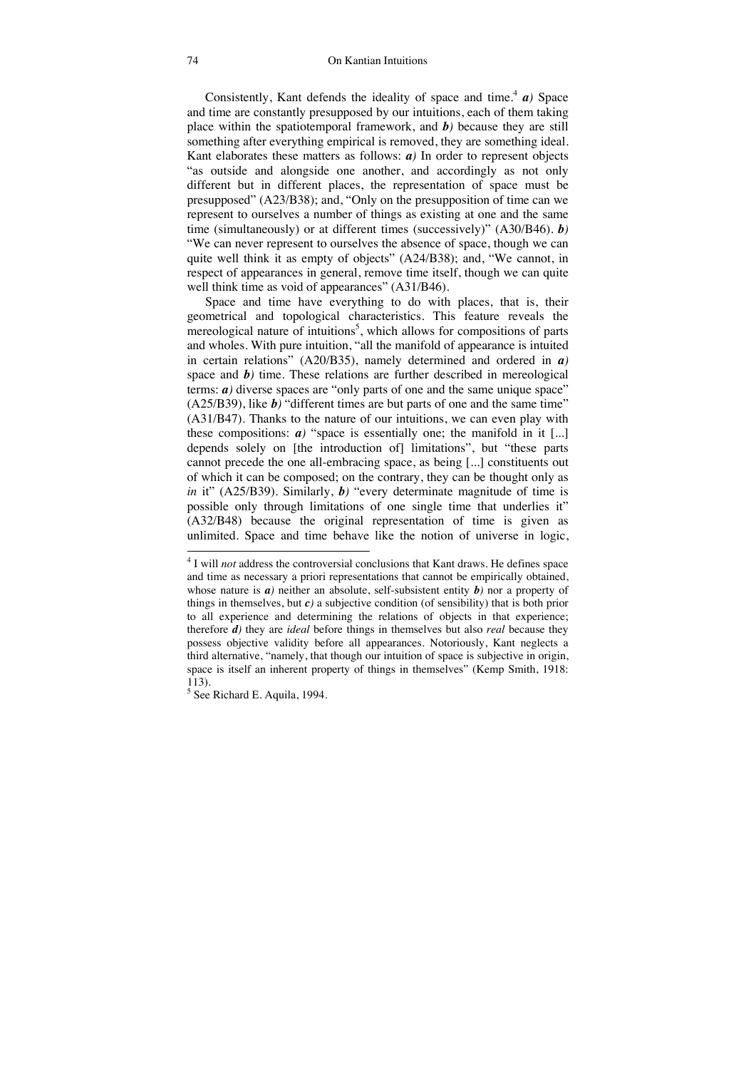Consistently, Kant defends the ideality of space and time.[4] ***a)*** Space and time are constantly presupposed by our intuitions, each of them taking place within the spatiotemporal framework, and ***b)*** because they are still something after everything empirical is removed, they are something ideal. Kant elaborates these matters as follows: ***a)*** In order to represent objects "as outside and alongside one another, and accordingly as not only different but in different places, the representation of space must be presupposed" (A23/B38); and, "Only on the presupposition of time can we represent to ourselves a number of things as existing at one and the same time (simultaneously) or at different times (successively)" (A30/B46). ***b)*** "We can never represent to ourselves the absence of space, though we can quite well think it as empty of objects" (A24/B38); and, "We cannot, in respect of appearances in general, remove time itself, though we can quite well think time as void of appearances" (A31/B46).

Space and time have everything to do with places, that is, their geometrical and topological characteristics. This feature reveals the mereological nature of intuitions[5], which allows for compositions of parts and wholes. With pure intuition, "all the manifold of appearance is intuited in certain relations" (A20/B35), namely determined and ordered in ***a)*** space and ***b)*** time. These relations are further described in mereological terms: ***a)*** diverse spaces are "only parts of one and the same unique space" (A25/B39), like ***b)*** "different times are but parts of one and the same time" (A31/B47). Thanks to the nature of our intuitions, we can even play with these compositions: ***a)*** "space is essentially one; the manifold in it [...] depends solely on [the introduction of] limitations", but "these parts cannot precede the one all-embracing space, as being [...] constituents out of which it can be composed; on the contrary, they can be thought only as *in* it" (A25/B39). Similarly, ***b)*** "every determinate magnitude of time is possible only through limitations of one single time that underlies it" (A32/B48) because the original representation of time is given as unlimited. Space and time behave like the notion of universe in logic,

---

[4] I will *not* address the controversial conclusions that Kant draws. He defines space and time as necessary a priori representations that cannot be empirically obtained, whose nature is ***a)*** neither an absolute, self-subsistent entity ***b)*** nor a property of things in themselves, but ***c)*** a subjective condition (of sensibility) that is both prior to all experience and determining the relations of objects in that experience; therefore ***d)*** they are *ideal* before things in themselves but also *real* because they possess objective validity before all appearances. Notoriously, Kant neglects a third alternative, "namely, that though our intuition of space is subjective in origin, space is itself an inherent property of things in themselves" (Kemp Smith, 1918: 113).

[5] See Richard E. Aquila, 1994.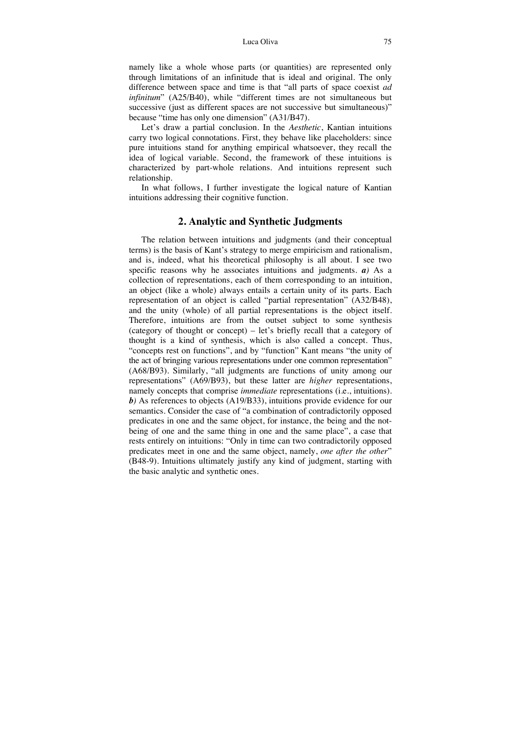namely like a whole whose parts (or quantities) are represented only through limitations of an infinitude that is ideal and original. The only difference between space and time is that "all parts of space coexist *ad infinitum*" (A25/B40), while "different times are not simultaneous but successive (just as different spaces are not successive but simultaneous)" because "time has only one dimension" (A31/B47).

Let's draw a partial conclusion. In the *Aesthetic*, Kantian intuitions carry two logical connotations. First, they behave like placeholders: since pure intuitions stand for anything empirical whatsoever, they recall the idea of logical variable. Second, the framework of these intuitions is characterized by part-whole relations. And intuitions represent such relationship.

In what follows, I further investigate the logical nature of Kantian intuitions addressing their cognitive function.

## 2. Analytic and Synthetic Judgments

The relation between intuitions and judgments (and their conceptual terms) is the basis of Kant's strategy to merge empiricism and rationalism, and is, indeed, what his theoretical philosophy is all about. I see two specific reasons why he associates intuitions and judgments. ***a)*** As a collection of representations, each of them corresponding to an intuition, an object (like a whole) always entails a certain unity of its parts. Each representation of an object is called "partial representation" (A32/B48), and the unity (whole) of all partial representations is the object itself. Therefore, intuitions are from the outset subject to some synthesis (category of thought or concept) – let's briefly recall that a category of thought is a kind of synthesis, which is also called a concept. Thus, "concepts rest on functions", and by "function" Kant means "the unity of the act of bringing various representations under one common representation" (A68/B93). Similarly, "all judgments are functions of unity among our representations" (A69/B93), but these latter are *higher* representations, namely concepts that comprise *immediate* representations (i.e., intuitions). ***b)*** As references to objects (A19/B33), intuitions provide evidence for our semantics. Consider the case of "a combination of contradictorily opposed predicates in one and the same object, for instance, the being and the not-being of one and the same thing in one and the same place", a case that rests entirely on intuitions: "Only in time can two contradictorily opposed predicates meet in one and the same object, namely, *one after the other*" (B48-9). Intuitions ultimately justify any kind of judgment, starting with the basic analytic and synthetic ones.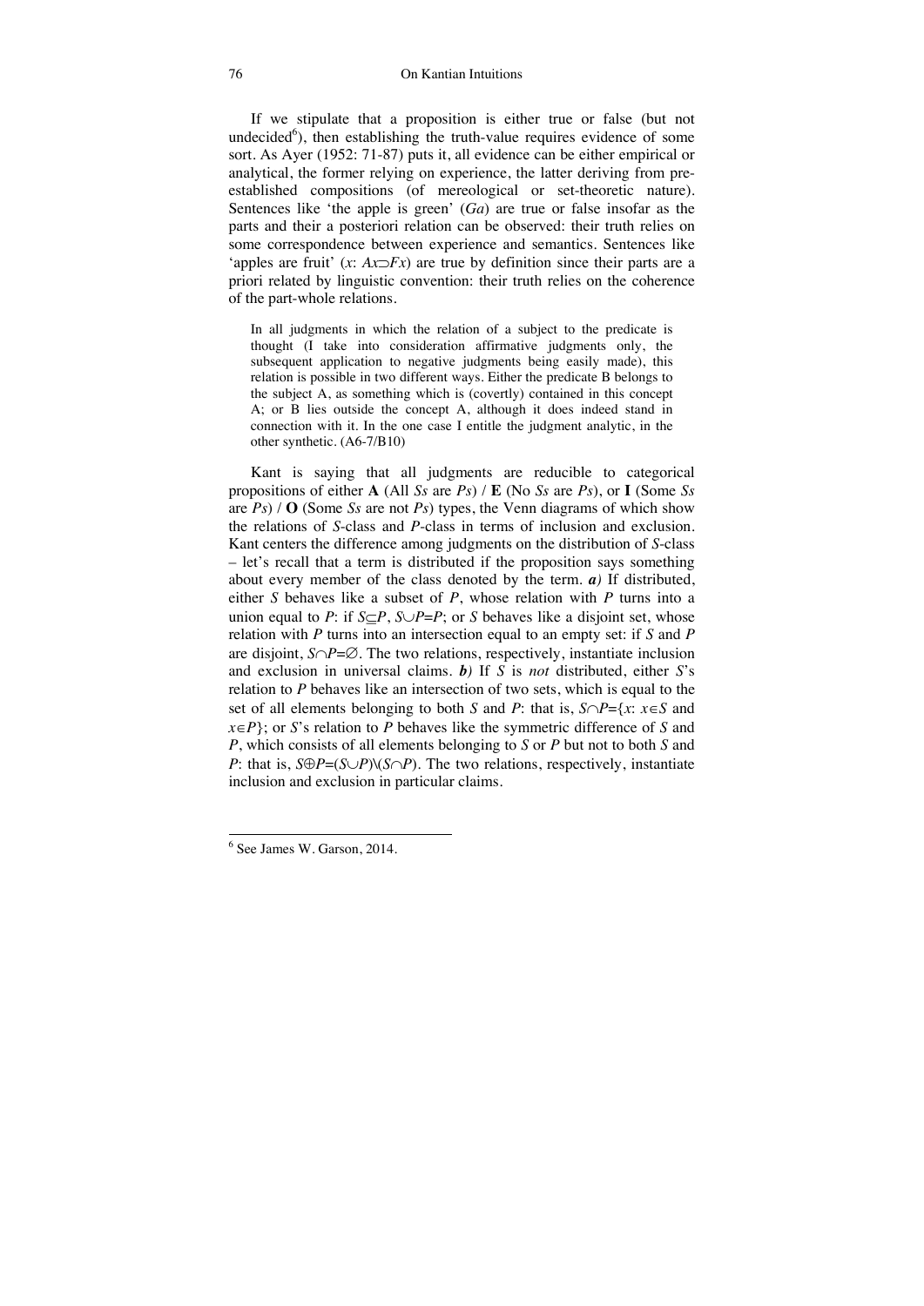If we stipulate that a proposition is either true or false (but not undecided[6]), then establishing the truth-value requires evidence of some sort. As Ayer (1952: 71-87) puts it, all evidence can be either empirical or analytical, the former relying on experience, the latter deriving from pre-established compositions (of mereological or set-theoretic nature). Sentences like 'the apple is green' ($Ga$) are true or false insofar as the parts and their a posteriori relation can be observed: their truth relies on some correspondence between experience and semantics. Sentences like 'apples are fruit' ($x$: $Ax \supset Fx$) are true by definition since their parts are a priori related by linguistic convention: their truth relies on the coherence of the part-whole relations.

> In all judgments in which the relation of a subject to the predicate is thought (I take into consideration affirmative judgments only, the subsequent application to negative judgments being easily made), this relation is possible in two different ways. Either the predicate B belongs to the subject A, as something which is (covertly) contained in this concept A; or B lies outside the concept A, although it does indeed stand in connection with it. In the one case I entitle the judgment analytic, in the other synthetic. (A6-7/B10)

Kant is saying that all judgments are reducible to categorical propositions of either **A** (All *Ss* are *Ps*) / **E** (No *Ss* are *Ps*), or **I** (Some *Ss* are *Ps*) / **O** (Some *Ss* are not *Ps*) types, the Venn diagrams of which show the relations of *S*-class and *P*-class in terms of inclusion and exclusion. Kant centers the difference among judgments on the distribution of *S*-class – let's recall that a term is distributed if the proposition says something about every member of the class denoted by the term. ***a)*** If distributed, either $S$ behaves like a subset of $P$, whose relation with $P$ turns into a union equal to $P$: if $S \subseteq P$, $S \cup P = P$; or $S$ behaves like a disjoint set, whose relation with $P$ turns into an intersection equal to an empty set: if $S$ and $P$ are disjoint, $S \cap P = \varnothing$. The two relations, respectively, instantiate inclusion and exclusion in universal claims. ***b)*** If $S$ is *not* distributed, either $S$'s relation to $P$ behaves like an intersection of two sets, which is equal to the set of all elements belonging to both $S$ and $P$: that is, $S \cap P = \{x: x \in S \text{ and } x \in P\}$; or $S$'s relation to $P$ behaves like the symmetric difference of $S$ and $P$, which consists of all elements belonging to $S$ or $P$ but not to both $S$ and $P$: that is, $S \oplus P = (S \cup P) \backslash (S \cap P)$. The two relations, respectively, instantiate inclusion and exclusion in particular claims.

---

[6] See James W. Garson, 2014.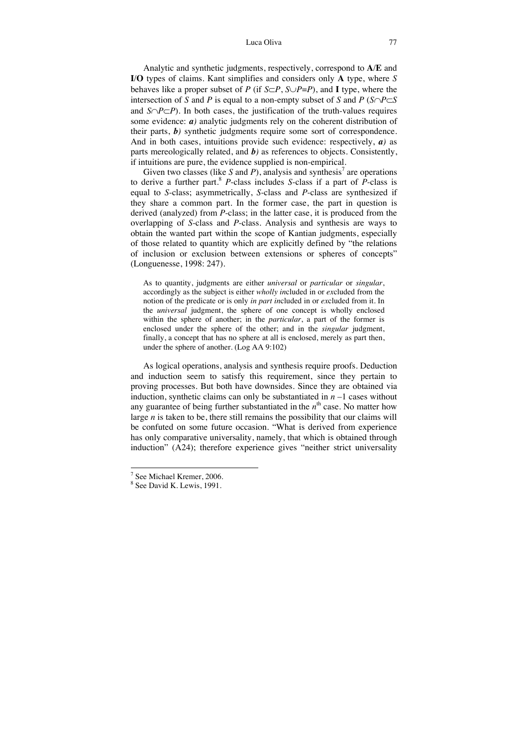Analytic and synthetic judgments, respectively, correspond to **A**/**E** and **I**/**O** types of claims. Kant simplifies and considers only **A** type, where *S* behaves like a proper subset of *P* (if $S \subset P$, $S \cup P = P$), and **I** type, where the intersection of *S* and *P* is equal to a non-empty subset of *S* and *P* ($S \cap P \subset S$ and $S \cap P \subset P$). In both cases, the justification of the truth-values requires some evidence: ***a)*** analytic judgments rely on the coherent distribution of their parts, ***b)*** synthetic judgments require some sort of correspondence. And in both cases, intuitions provide such evidence: respectively, ***a)*** as parts mereologically related, and ***b)*** as references to objects. Consistently, if intuitions are pure, the evidence supplied is non-empirical.

Given two classes (like *S* and *P*), analysis and synthesis[7] are operations to derive a further part.[8] *P*-class includes *S*-class if a part of *P*-class is equal to *S*-class; asymmetrically, *S*-class and *P*-class are synthesized if they share a common part. In the former case, the part in question is derived (analyzed) from *P*-class; in the latter case, it is produced from the overlapping of *S*-class and *P*-class. Analysis and synthesis are ways to obtain the wanted part within the scope of Kantian judgments, especially of those related to quantity which are explicitly defined by "the relations of inclusion or exclusion between extensions or spheres of concepts" (Longuenesse, 1998: 247).

> As to quantity, judgments are either *universal* or *particular* or *singular*, accordingly as the subject is either *wholly in*cluded in or *ex*cluded from the notion of the predicate or is only *in part in*cluded in or *ex*cluded from it. In the *universal* judgment, the sphere of one concept is wholly enclosed within the sphere of another; in the *particular*, a part of the former is enclosed under the sphere of the other; and in the *singular* judgment, finally, a concept that has no sphere at all is enclosed, merely as part then, under the sphere of another. (Log AA 9:102)

As logical operations, analysis and synthesis require proofs. Deduction and induction seem to satisfy this requirement, since they pertain to proving processes. But both have downsides. Since they are obtained via induction, synthetic claims can only be substantiated in $n-1$ cases without any guarantee of being further substantiated in the $n^{\text{th}}$ case. No matter how large *n* is taken to be, there still remains the possibility that our claims will be confuted on some future occasion. "What is derived from experience has only comparative universality, namely, that which is obtained through induction" (A24); therefore experience gives "neither strict universality

---

[7] See Michael Kremer, 2006.

[8] See David K. Lewis, 1991.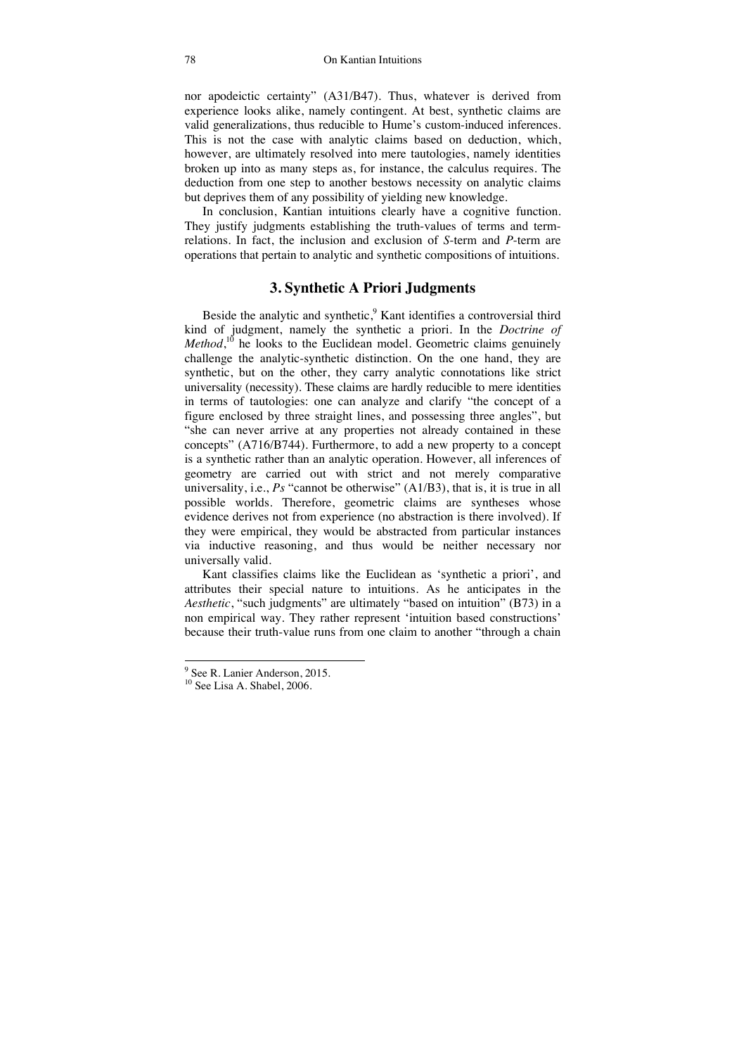nor apodeictic certainty" (A31/B47). Thus, whatever is derived from experience looks alike, namely contingent. At best, synthetic claims are valid generalizations, thus reducible to Hume's custom-induced inferences. This is not the case with analytic claims based on deduction, which, however, are ultimately resolved into mere tautologies, namely identities broken up into as many steps as, for instance, the calculus requires. The deduction from one step to another bestows necessity on analytic claims but deprives them of any possibility of yielding new knowledge.

In conclusion, Kantian intuitions clearly have a cognitive function. They justify judgments establishing the truth-values of terms and term-relations. In fact, the inclusion and exclusion of *S*-term and *P*-term are operations that pertain to analytic and synthetic compositions of intuitions.

## 3. Synthetic A Priori Judgments

Beside the analytic and synthetic,[9] Kant identifies a controversial third kind of judgment, namely the synthetic a priori. In the *Doctrine of Method*,[10] he looks to the Euclidean model. Geometric claims genuinely challenge the analytic-synthetic distinction. On the one hand, they are synthetic, but on the other, they carry analytic connotations like strict universality (necessity). These claims are hardly reducible to mere identities in terms of tautologies: one can analyze and clarify "the concept of a figure enclosed by three straight lines, and possessing three angles", but "she can never arrive at any properties not already contained in these concepts" (A716/B744). Furthermore, to add a new property to a concept is a synthetic rather than an analytic operation. However, all inferences of geometry are carried out with strict and not merely comparative universality, i.e., *Ps* "cannot be otherwise" (A1/B3), that is, it is true in all possible worlds. Therefore, geometric claims are syntheses whose evidence derives not from experience (no abstraction is there involved). If they were empirical, they would be abstracted from particular instances via inductive reasoning, and thus would be neither necessary nor universally valid.

Kant classifies claims like the Euclidean as 'synthetic a priori', and attributes their special nature to intuitions. As he anticipates in the *Aesthetic*, "such judgments" are ultimately "based on intuition" (B73) in a non empirical way. They rather represent 'intuition based constructions' because their truth-value runs from one claim to another "through a chain

[9] See R. Lanier Anderson, 2015.

[10] See Lisa A. Shabel, 2006.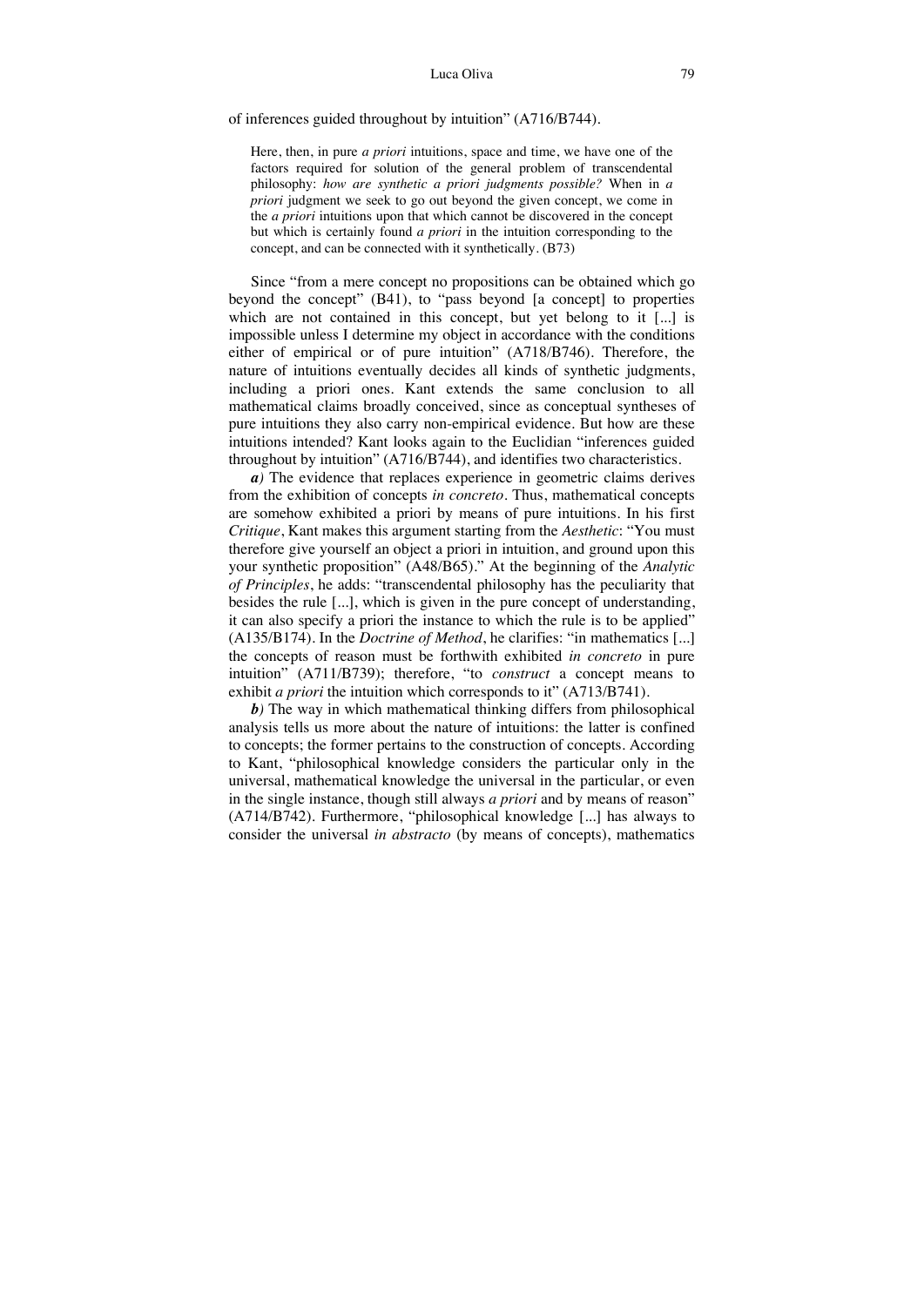of inferences guided throughout by intuition" (A716/B744).

> Here, then, in pure *a priori* intuitions, space and time, we have one of the factors required for solution of the general problem of transcendental philosophy: *how are synthetic a priori judgments possible?* When in *a priori* judgment we seek to go out beyond the given concept, we come in the *a priori* intuitions upon that which cannot be discovered in the concept but which is certainly found *a priori* in the intuition corresponding to the concept, and can be connected with it synthetically. (B73)

Since "from a mere concept no propositions can be obtained which go beyond the concept" (B41), to "pass beyond [a concept] to properties which are not contained in this concept, but yet belong to it [...] is impossible unless I determine my object in accordance with the conditions either of empirical or of pure intuition" (A718/B746). Therefore, the nature of intuitions eventually decides all kinds of synthetic judgments, including a priori ones. Kant extends the same conclusion to all mathematical claims broadly conceived, since as conceptual syntheses of pure intuitions they also carry non-empirical evidence. But how are these intuitions intended? Kant looks again to the Euclidian "inferences guided throughout by intuition" (A716/B744), and identifies two characteristics.

***a)*** The evidence that replaces experience in geometric claims derives from the exhibition of concepts *in concreto*. Thus, mathematical concepts are somehow exhibited a priori by means of pure intuitions. In his first *Critique*, Kant makes this argument starting from the *Aesthetic*: "You must therefore give yourself an object a priori in intuition, and ground upon this your synthetic proposition" (A48/B65)." At the beginning of the *Analytic of Principles*, he adds: "transcendental philosophy has the peculiarity that besides the rule [...], which is given in the pure concept of understanding, it can also specify a priori the instance to which the rule is to be applied" (A135/B174). In the *Doctrine of Method*, he clarifies: "in mathematics [...] the concepts of reason must be forthwith exhibited *in concreto* in pure intuition" (A711/B739); therefore, "to *construct* a concept means to exhibit *a priori* the intuition which corresponds to it" (A713/B741).

***b)*** The way in which mathematical thinking differs from philosophical analysis tells us more about the nature of intuitions: the latter is confined to concepts; the former pertains to the construction of concepts. According to Kant, "philosophical knowledge considers the particular only in the universal, mathematical knowledge the universal in the particular, or even in the single instance, though still always *a priori* and by means of reason" (A714/B742). Furthermore, "philosophical knowledge [...] has always to consider the universal *in abstracto* (by means of concepts), mathematics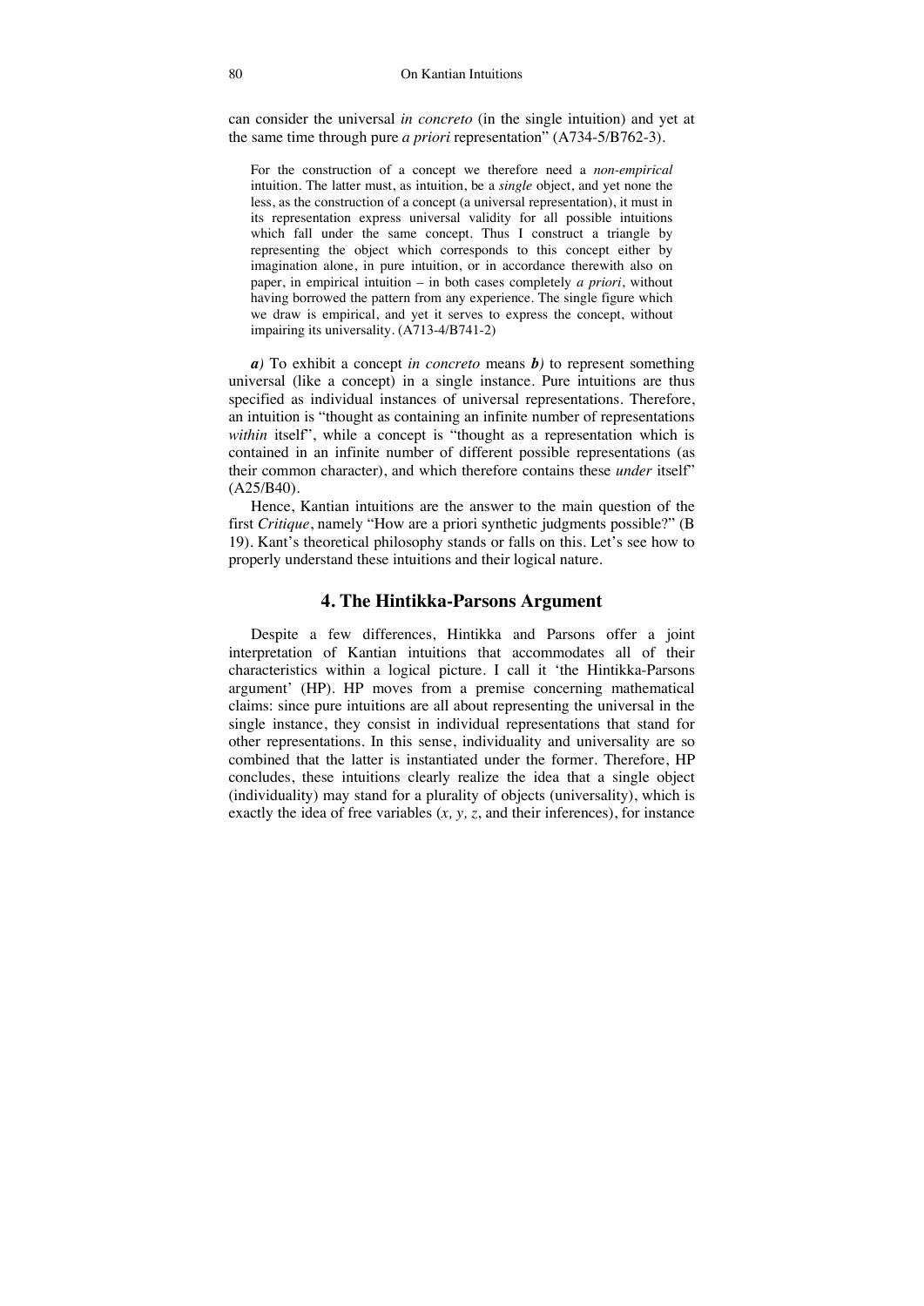can consider the universal *in concreto* (in the single intuition) and yet at the same time through pure *a priori* representation" (A734-5/B762-3).

> For the construction of a concept we therefore need a *non-empirical* intuition. The latter must, as intuition, be a *single* object, and yet none the less, as the construction of a concept (a universal representation), it must in its representation express universal validity for all possible intuitions which fall under the same concept. Thus I construct a triangle by representing the object which corresponds to this concept either by imagination alone, in pure intuition, or in accordance therewith also on paper, in empirical intuition – in both cases completely *a priori*, without having borrowed the pattern from any experience. The single figure which we draw is empirical, and yet it serves to express the concept, without impairing its universality. (A713-4/B741-2)

***a)*** To exhibit a concept *in concreto* means ***b)*** to represent something universal (like a concept) in a single instance. Pure intuitions are thus specified as individual instances of universal representations. Therefore, an intuition is "thought as containing an infinite number of representations *within* itself", while a concept is "thought as a representation which is contained in an infinite number of different possible representations (as their common character), and which therefore contains these *under* itself" (A25/B40).

Hence, Kantian intuitions are the answer to the main question of the first *Critique*, namely "How are a priori synthetic judgments possible?" (B 19). Kant's theoretical philosophy stands or falls on this. Let's see how to properly understand these intuitions and their logical nature.

## 4. The Hintikka-Parsons Argument

Despite a few differences, Hintikka and Parsons offer a joint interpretation of Kantian intuitions that accommodates all of their characteristics within a logical picture. I call it 'the Hintikka-Parsons argument' (HP). HP moves from a premise concerning mathematical claims: since pure intuitions are all about representing the universal in the single instance, they consist in individual representations that stand for other representations. In this sense, individuality and universality are so combined that the latter is instantiated under the former. Therefore, HP concludes, these intuitions clearly realize the idea that a single object (individuality) may stand for a plurality of objects (universality), which is exactly the idea of free variables (*x, y, z*, and their inferences), for instance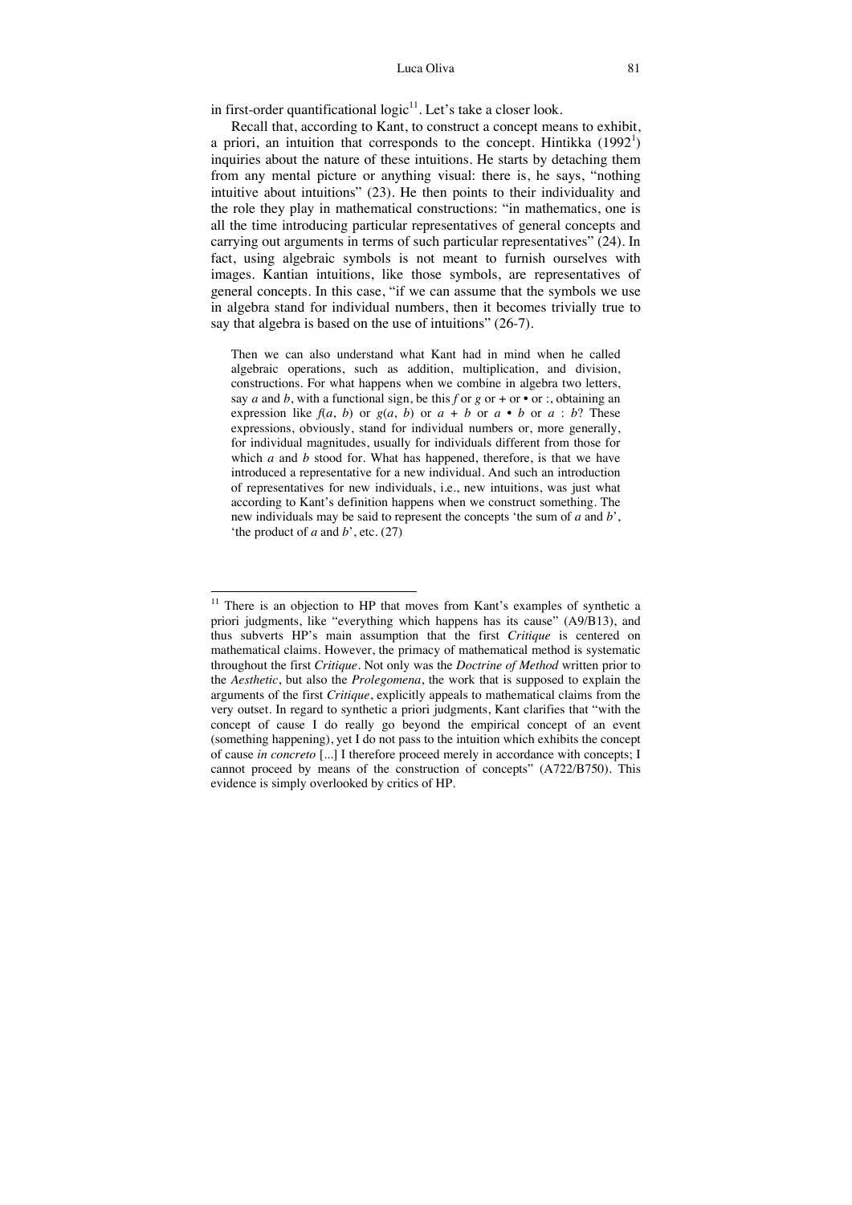in first-order quantificational logic[11]. Let's take a closer look.

Recall that, according to Kant, to construct a concept means to exhibit, a priori, an intuition that corresponds to the concept. Hintikka (1992[1]) inquiries about the nature of these intuitions. He starts by detaching them from any mental picture or anything visual: there is, he says, "nothing intuitive about intuitions" (23). He then points to their individuality and the role they play in mathematical constructions: "in mathematics, one is all the time introducing particular representatives of general concepts and carrying out arguments in terms of such particular representatives" (24). In fact, using algebraic symbols is not meant to furnish ourselves with images. Kantian intuitions, like those symbols, are representatives of general concepts. In this case, "if we can assume that the symbols we use in algebra stand for individual numbers, then it becomes trivially true to say that algebra is based on the use of intuitions" (26-7).

> Then we can also understand what Kant had in mind when he called algebraic operations, such as addition, multiplication, and division, constructions. For what happens when we combine in algebra two letters, say $a$ and $b$, with a functional sign, be this $f$ or $g$ or + or • or :, obtaining an expression like $f(a, b)$ or $g(a, b)$ or $a + b$ or $a \bullet b$ or $a : b$? These expressions, obviously, stand for individual numbers or, more generally, for individual magnitudes, usually for individuals different from those for which $a$ and $b$ stood for. What has happened, therefore, is that we have introduced a representative for a new individual. And such an introduction of representatives for new individuals, i.e., new intuitions, was just what according to Kant's definition happens when we construct something. The new individuals may be said to represent the concepts 'the sum of $a$ and $b$', 'the product of $a$ and $b$', etc. (27)

---

[11] There is an objection to HP that moves from Kant's examples of synthetic a priori judgments, like "everything which happens has its cause" (A9/B13), and thus subverts HP's main assumption that the first *Critique* is centered on mathematical claims. However, the primacy of mathematical method is systematic throughout the first *Critique*. Not only was the *Doctrine of Method* written prior to the *Aesthetic*, but also the *Prolegomena*, the work that is supposed to explain the arguments of the first *Critique*, explicitly appeals to mathematical claims from the very outset. In regard to synthetic a priori judgments, Kant clarifies that "with the concept of cause I do really go beyond the empirical concept of an event (something happening), yet I do not pass to the intuition which exhibits the concept of cause *in concreto* [...] I therefore proceed merely in accordance with concepts; I cannot proceed by means of the construction of concepts" (A722/B750). This evidence is simply overlooked by critics of HP.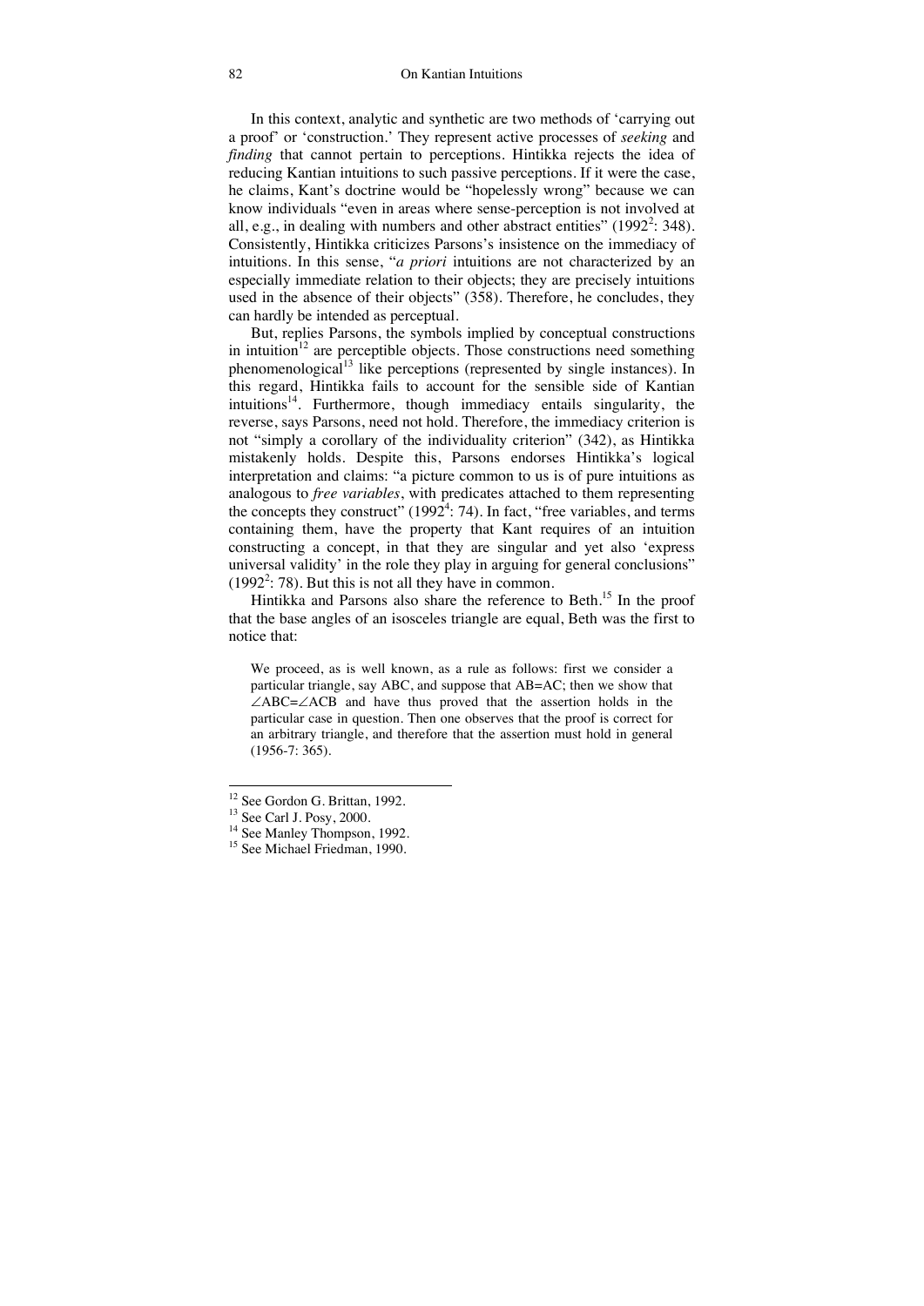In this context, analytic and synthetic are two methods of 'carrying out a proof' or 'construction.' They represent active processes of *seeking* and *finding* that cannot pertain to perceptions. Hintikka rejects the idea of reducing Kantian intuitions to such passive perceptions. If it were the case, he claims, Kant's doctrine would be "hopelessly wrong" because we can know individuals "even in areas where sense-perception is not involved at all, e.g., in dealing with numbers and other abstract entities" ($1992^2$: 348). Consistently, Hintikka criticizes Parsons's insistence on the immediacy of intuitions. In this sense, "*a priori* intuitions are not characterized by an especially immediate relation to their objects; they are precisely intuitions used in the absence of their objects" (358). Therefore, he concludes, they can hardly be intended as perceptual.

But, replies Parsons, the symbols implied by conceptual constructions in intuition[12] are perceptible objects. Those constructions need something phenomenological[13] like perceptions (represented by single instances). In this regard, Hintikka fails to account for the sensible side of Kantian intuitions[14]. Furthermore, though immediacy entails singularity, the reverse, says Parsons, need not hold. Therefore, the immediacy criterion is not "simply a corollary of the individuality criterion" (342), as Hintikka mistakenly holds. Despite this, Parsons endorses Hintikka's logical interpretation and claims: "a picture common to us is of pure intuitions as analogous to *free variables*, with predicates attached to them representing the concepts they construct" ($1992^4$: 74). In fact, "free variables, and terms containing them, have the property that Kant requires of an intuition constructing a concept, in that they are singular and yet also 'express universal validity' in the role they play in arguing for general conclusions" ($1992^2$: 78). But this is not all they have in common.

Hintikka and Parsons also share the reference to Beth.[15] In the proof that the base angles of an isosceles triangle are equal, Beth was the first to notice that:

> We proceed, as is well known, as a rule as follows: first we consider a particular triangle, say ABC, and suppose that AB=AC; then we show that $\angle ABC = \angle ACB$ and have thus proved that the assertion holds in the particular case in question. Then one observes that the proof is correct for an arbitrary triangle, and therefore that the assertion must hold in general (1956-7: 365).

---

[12] See Gordon G. Brittan, 1992.

[13] See Carl J. Posy, 2000.

[14] See Manley Thompson, 1992.

[15] See Michael Friedman, 1990.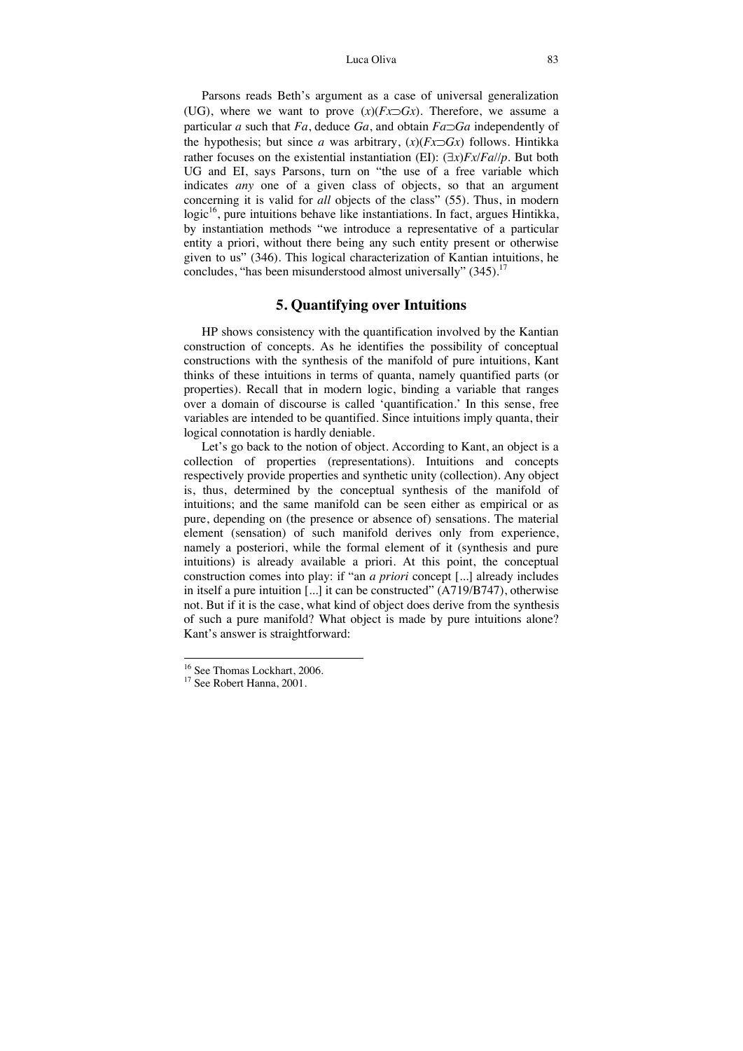Parsons reads Beth's argument as a case of universal generalization (UG), where we want to prove $(x)(Fx \supset Gx)$. Therefore, we assume a particular $a$ such that $Fa$, deduce $Ga$, and obtain $Fa \supset Ga$ independently of the hypothesis; but since $a$ was arbitrary, $(x)(Fx \supset Gx)$ follows. Hintikka rather focuses on the existential instantiation (EI): $(\exists x)Fx/Fa//p$. But both UG and EI, says Parsons, turn on "the use of a free variable which indicates *any* one of a given class of objects, so that an argument concerning it is valid for *all* objects of the class" (55). Thus, in modern logic[16], pure intuitions behave like instantiations. In fact, argues Hintikka, by instantiation methods "we introduce a representative of a particular entity a priori, without there being any such entity present or otherwise given to us" (346). This logical characterization of Kantian intuitions, he concludes, "has been misunderstood almost universally" (345).[17]

## 5. Quantifying over Intuitions

HP shows consistency with the quantification involved by the Kantian construction of concepts. As he identifies the possibility of conceptual constructions with the synthesis of the manifold of pure intuitions, Kant thinks of these intuitions in terms of quanta, namely quantified parts (or properties). Recall that in modern logic, binding a variable that ranges over a domain of discourse is called 'quantification.' In this sense, free variables are intended to be quantified. Since intuitions imply quanta, their logical connotation is hardly deniable.

Let's go back to the notion of object. According to Kant, an object is a collection of properties (representations). Intuitions and concepts respectively provide properties and synthetic unity (collection). Any object is, thus, determined by the conceptual synthesis of the manifold of intuitions; and the same manifold can be seen either as empirical or as pure, depending on (the presence or absence of) sensations. The material element (sensation) of such manifold derives only from experience, namely a posteriori, while the formal element of it (synthesis and pure intuitions) is already available a priori. At this point, the conceptual construction comes into play: if "an *a priori* concept [...] already includes in itself a pure intuition [...] it can be constructed" (A719/B747), otherwise not. But if it is the case, what kind of object does derive from the synthesis of such a pure manifold? What object is made by pure intuitions alone? Kant's answer is straightforward:

---

[16] See Thomas Lockhart, 2006.

[17] See Robert Hanna, 2001.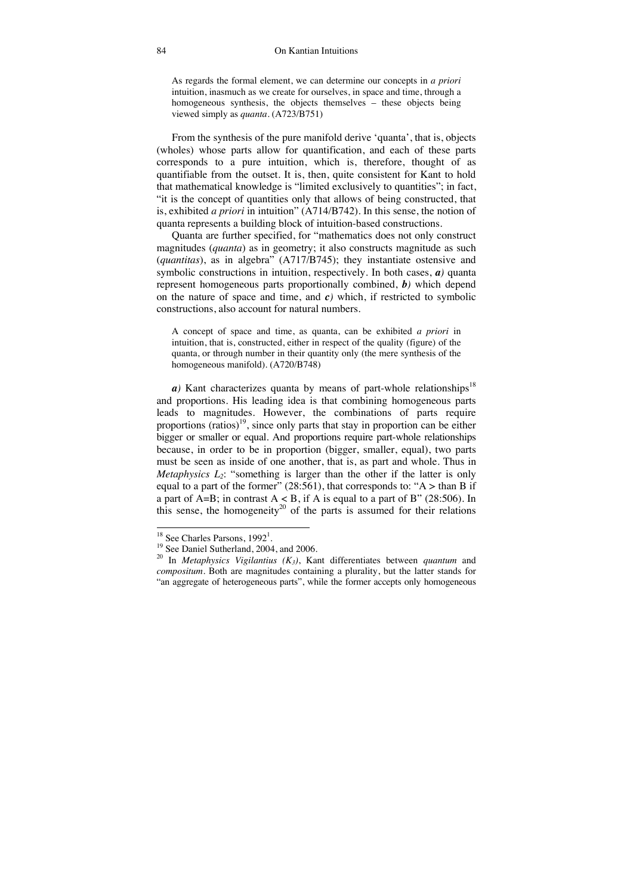> As regards the formal element, we can determine our concepts in *a priori* intuition, inasmuch as we create for ourselves, in space and time, through a homogeneous synthesis, the objects themselves – these objects being viewed simply as *quanta*. (A723/B751)

From the synthesis of the pure manifold derive 'quanta', that is, objects (wholes) whose parts allow for quantification, and each of these parts corresponds to a pure intuition, which is, therefore, thought of as quantifiable from the outset. It is, then, quite consistent for Kant to hold that mathematical knowledge is "limited exclusively to quantities"; in fact, "it is the concept of quantities only that allows of being constructed, that is, exhibited *a priori* in intuition" (A714/B742). In this sense, the notion of quanta represents a building block of intuition-based constructions.

Quanta are further specified, for "mathematics does not only construct magnitudes (*quanta*) as in geometry; it also constructs magnitude as such (*quantitas*), as in algebra" (A717/B745); they instantiate ostensive and symbolic constructions in intuition, respectively. In both cases, ***a)*** quanta represent homogeneous parts proportionally combined, ***b)*** which depend on the nature of space and time, and ***c)*** which, if restricted to symbolic constructions, also account for natural numbers.

> A concept of space and time, as quanta, can be exhibited *a priori* in intuition, that is, constructed, either in respect of the quality (figure) of the quanta, or through number in their quantity only (the mere synthesis of the homogeneous manifold). (A720/B748)

***a)*** Kant characterizes quanta by means of part-whole relationships[18] and proportions. His leading idea is that combining homogeneous parts leads to magnitudes. However, the combinations of parts require proportions (ratios)[19], since only parts that stay in proportion can be either bigger or smaller or equal. And proportions require part-whole relationships because, in order to be in proportion (bigger, smaller, equal), two parts must be seen as inside of one another, that is, as part and whole. Thus in *Metaphysics* $L_2$: "something is larger than the other if the latter is only equal to a part of the former" (28:561), that corresponds to: "A > than B if a part of A=B; in contrast A < B, if A is equal to a part of B" (28:506). In this sense, the homogeneity[20] of the parts is assumed for their relations

---

[18] See Charles Parsons, 1992[1].

[19] See Daniel Sutherland, 2004, and 2006.

[20] In *Metaphysics Vigilantius* ($K_3$), Kant differentiates between *quantum* and *compositum*. Both are magnitudes containing a plurality, but the latter stands for "an aggregate of heterogeneous parts", while the former accepts only homogeneous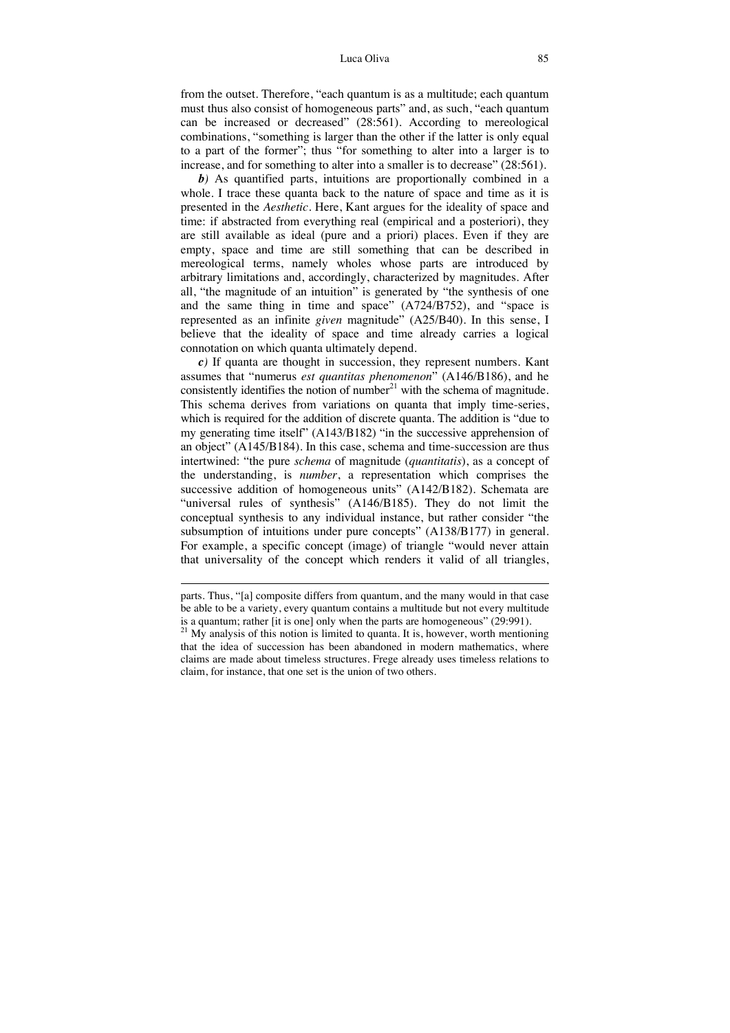from the outset. Therefore, "each quantum is as a multitude; each quantum must thus also consist of homogeneous parts" and, as such, "each quantum can be increased or decreased" (28:561). According to mereological combinations, "something is larger than the other if the latter is only equal to a part of the former"; thus "for something to alter into a larger is to increase, and for something to alter into a smaller is to decrease" (28:561).

***b)*** As quantified parts, intuitions are proportionally combined in a whole. I trace these quanta back to the nature of space and time as it is presented in the *Aesthetic*. Here, Kant argues for the ideality of space and time: if abstracted from everything real (empirical and a posteriori), they are still available as ideal (pure and a priori) places. Even if they are empty, space and time are still something that can be described in mereological terms, namely wholes whose parts are introduced by arbitrary limitations and, accordingly, characterized by magnitudes. After all, "the magnitude of an intuition" is generated by "the synthesis of one and the same thing in time and space" (A724/B752), and "space is represented as an infinite *given* magnitude" (A25/B40). In this sense, I believe that the ideality of space and time already carries a logical connotation on which quanta ultimately depend.

***c)*** If quanta are thought in succession, they represent numbers. Kant assumes that "numerus *est quantitas phenomenon*" (A146/B186), and he consistently identifies the notion of number[21] with the schema of magnitude. This schema derives from variations on quanta that imply time-series, which is required for the addition of discrete quanta. The addition is "due to my generating time itself" (A143/B182) "in the successive apprehension of an object" (A145/B184). In this case, schema and time-succession are thus intertwined: "the pure *schema* of magnitude (*quantitatis*), as a concept of the understanding, is *number*, a representation which comprises the successive addition of homogeneous units" (A142/B182). Schemata are "universal rules of synthesis" (A146/B185). They do not limit the conceptual synthesis to any individual instance, but rather consider "the subsumption of intuitions under pure concepts" (A138/B177) in general. For example, a specific concept (image) of triangle "would never attain that universality of the concept which renders it valid of all triangles,

---

parts. Thus, "[a] composite differs from quantum, and the many would in that case be able to be a variety, every quantum contains a multitude but not every multitude is a quantum; rather [it is one] only when the parts are homogeneous" (29:991).

[21] My analysis of this notion is limited to quanta. It is, however, worth mentioning that the idea of succession has been abandoned in modern mathematics, where claims are made about timeless structures. Frege already uses timeless relations to claim, for instance, that one set is the union of two others.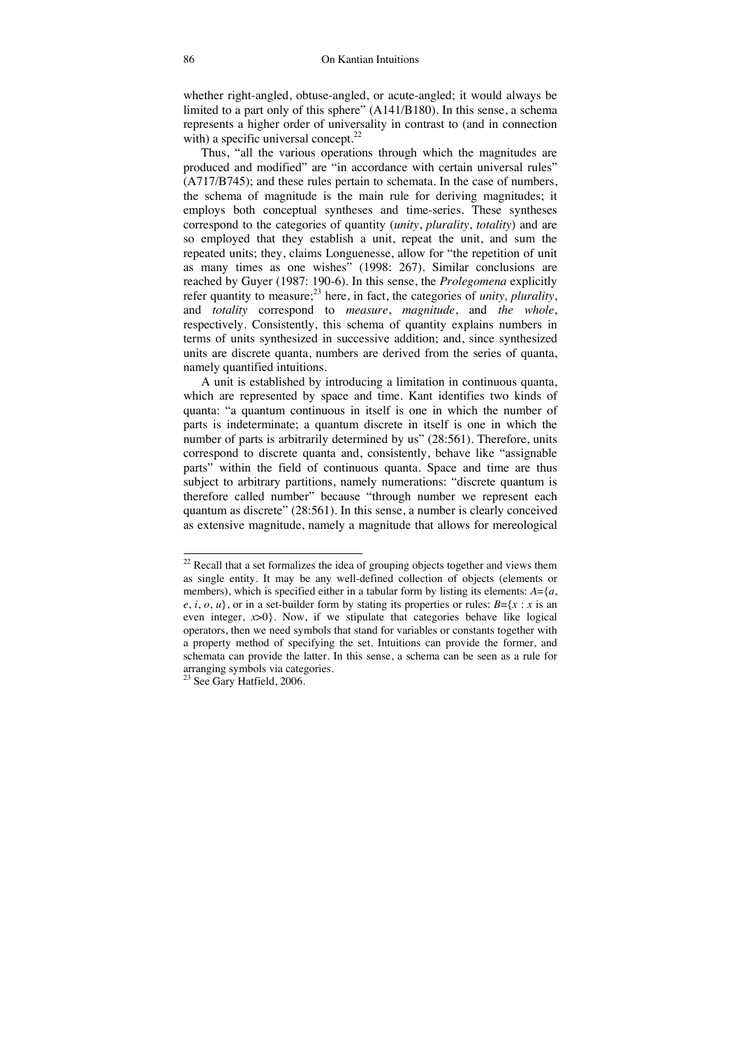whether right-angled, obtuse-angled, or acute-angled; it would always be limited to a part only of this sphere" (A141/B180). In this sense, a schema represents a higher order of universality in contrast to (and in connection with) a specific universal concept.[22]

Thus, "all the various operations through which the magnitudes are produced and modified" are "in accordance with certain universal rules" (A717/B745); and these rules pertain to schemata. In the case of numbers, the schema of magnitude is the main rule for deriving magnitudes; it employs both conceptual syntheses and time-series. These syntheses correspond to the categories of quantity (*unity*, *plurality*, *totality*) and are so employed that they establish a unit, repeat the unit, and sum the repeated units; they, claims Longuenesse, allow for "the repetition of unit as many times as one wishes" (1998: 267). Similar conclusions are reached by Guyer (1987: 190-6). In this sense, the *Prolegomena* explicitly refer quantity to measure;[23] here, in fact, the categories of *unity, plurality*, and *totality* correspond to *measure*, *magnitude*, and *the whole*, respectively. Consistently, this schema of quantity explains numbers in terms of units synthesized in successive addition; and, since synthesized units are discrete quanta, numbers are derived from the series of quanta, namely quantified intuitions.

A unit is established by introducing a limitation in continuous quanta, which are represented by space and time. Kant identifies two kinds of quanta: "a quantum continuous in itself is one in which the number of parts is indeterminate; a quantum discrete in itself is one in which the number of parts is arbitrarily determined by us" (28:561). Therefore, units correspond to discrete quanta and, consistently, behave like "assignable parts" within the field of continuous quanta. Space and time are thus subject to arbitrary partitions, namely numerations: "discrete quantum is therefore called number" because "through number we represent each quantum as discrete" (28:561). In this sense, a number is clearly conceived as extensive magnitude, namely a magnitude that allows for mereological

---

[22] Recall that a set formalizes the idea of grouping objects together and views them as single entity. It may be any well-defined collection of objects (elements or members), which is specified either in a tabular form by listing its elements: $A=\{a, e, i, o, u\}$, or in a set-builder form by stating its properties or rules: $B=\{x : x \text{ is an even integer}, x>0\}$. Now, if we stipulate that categories behave like logical operators, then we need symbols that stand for variables or constants together with a property method of specifying the set. Intuitions can provide the former, and schemata can provide the latter. In this sense, a schema can be seen as a rule for arranging symbols via categories.

[23] See Gary Hatfield, 2006.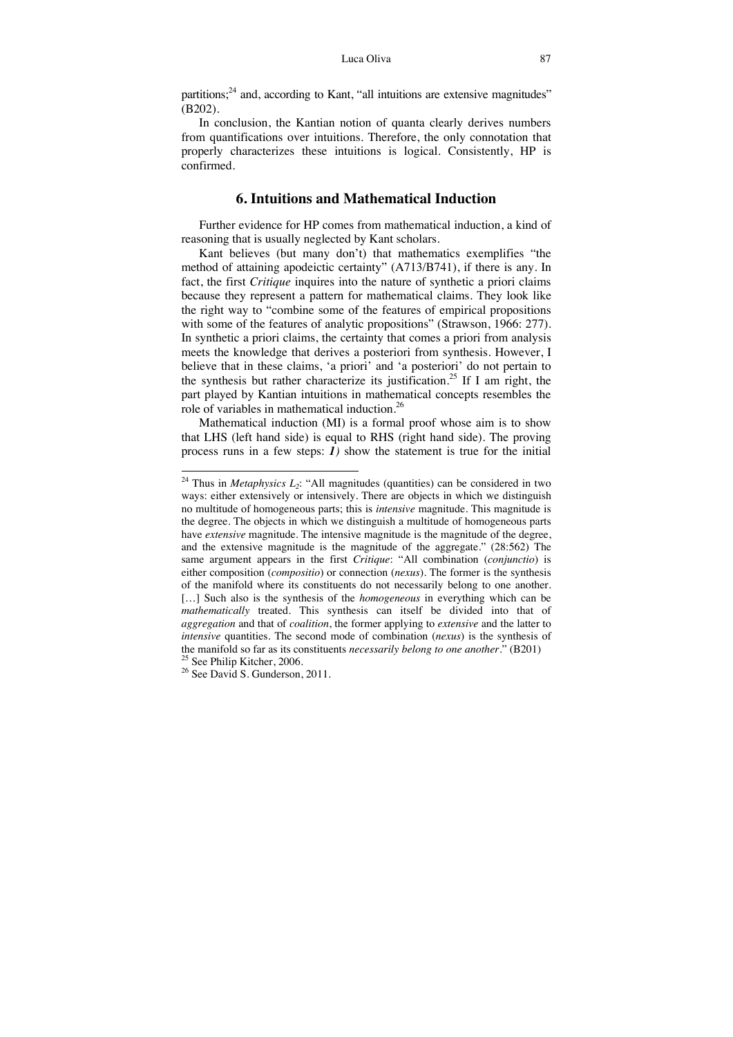partitions;[24] and, according to Kant, "all intuitions are extensive magnitudes" (B202).

In conclusion, the Kantian notion of quanta clearly derives numbers from quantifications over intuitions. Therefore, the only connotation that properly characterizes these intuitions is logical. Consistently, HP is confirmed.

## 6. Intuitions and Mathematical Induction

Further evidence for HP comes from mathematical induction, a kind of reasoning that is usually neglected by Kant scholars.

Kant believes (but many don't) that mathematics exemplifies "the method of attaining apodeictic certainty" (A713/B741), if there is any. In fact, the first *Critique* inquires into the nature of synthetic a priori claims because they represent a pattern for mathematical claims. They look like the right way to "combine some of the features of empirical propositions with some of the features of analytic propositions" (Strawson, 1966: 277). In synthetic a priori claims, the certainty that comes a priori from analysis meets the knowledge that derives a posteriori from synthesis. However, I believe that in these claims, 'a priori' and 'a posteriori' do not pertain to the synthesis but rather characterize its justification.[25] If I am right, the part played by Kantian intuitions in mathematical concepts resembles the role of variables in mathematical induction.[26]

Mathematical induction (MI) is a formal proof whose aim is to show that LHS (left hand side) is equal to RHS (right hand side). The proving process runs in a few steps: ***1)*** show the statement is true for the initial

---

[24] Thus in *Metaphysics $L_2$*: "All magnitudes (quantities) can be considered in two ways: either extensively or intensively. There are objects in which we distinguish no multitude of homogeneous parts; this is *intensive* magnitude. This magnitude is the degree. The objects in which we distinguish a multitude of homogeneous parts have *extensive* magnitude. The intensive magnitude is the magnitude of the degree, and the extensive magnitude is the magnitude of the aggregate." (28:562) The same argument appears in the first *Critique*: "All combination (*conjunctio*) is either composition (*compositio*) or connection (*nexus*). The former is the synthesis of the manifold where its constituents do not necessarily belong to one another. […] Such also is the synthesis of the *homogeneous* in everything which can be *mathematically* treated. This synthesis can itself be divided into that of *aggregation* and that of *coalition*, the former applying to *extensive* and the latter to *intensive* quantities. The second mode of combination (*nexus*) is the synthesis of the manifold so far as its constituents *necessarily belong to one another*." (B201)

[25] See Philip Kitcher, 2006.

[26] See David S. Gunderson, 2011.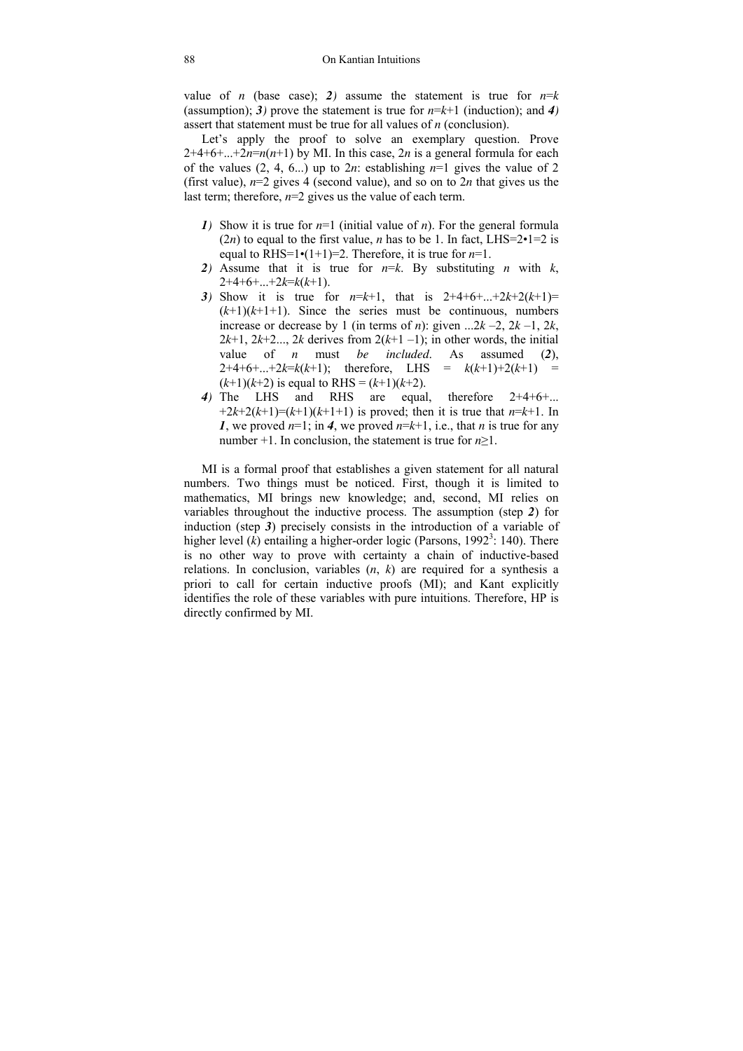value of $n$ (base case); ***2)*** assume the statement is true for $n=k$ (assumption); ***3)*** prove the statement is true for $n=k+1$ (induction); and ***4)*** assert that statement must be true for all values of $n$ (conclusion).

Let's apply the proof to solve an exemplary question. Prove $2+4+6+...+2n=n(n+1)$ by MI. In this case, $2n$ is a general formula for each of the values (2, 4, 6...) up to $2n$: establishing $n=1$ gives the value of 2 (first value), $n=2$ gives 4 (second value), and so on to $2n$ that gives us the last term; therefore, $n=2$ gives us the value of each term.

***1)*** Show it is true for $n=1$ (initial value of $n$). For the general formula ($2n$) to equal to the first value, $n$ has to be 1. In fact, LHS$=2\cdot1=2$ is equal to RHS$=1\cdot(1+1)=2$. Therefore, it is true for $n=1$.

***2)*** Assume that it is true for $n=k$. By substituting $n$ with $k$, $2+4+6+...+2k=k(k+1)$.

***3)*** Show it is true for $n=k+1$, that is $2+4+6+...+2k+2(k+1)=(k+1)(k+1+1)$. Since the series must be continuous, numbers increase or decrease by 1 (in terms of $n$): given $...2k-2$, $2k-1$, $2k$, $2k+1$, $2k+2...$, $2k$ derives from $2(k+1-1)$; in other words, the initial value of $n$ must *be included*. As assumed (***2***), $2+4+6+...+2k=k(k+1)$; therefore, LHS $= k(k+1)+2(k+1) = (k+1)(k+2)$ is equal to RHS $= (k+1)(k+2)$.

***4)*** The LHS and RHS are equal, therefore $2+4+6+...+2k+2(k+1)=(k+1)(k+1+1)$ is proved; then it is true that $n=k+1$. In ***1***, we proved $n=1$; in ***4***, we proved $n=k+1$, i.e., that $n$ is true for any number +1. In conclusion, the statement is true for $n\geq1$.

MI is a formal proof that establishes a given statement for all natural numbers. Two things must be noticed. First, though it is limited to mathematics, MI brings new knowledge; and, second, MI relies on variables throughout the inductive process. The assumption (step ***2***) for induction (step ***3***) precisely consists in the introduction of a variable of higher level ($k$) entailing a higher-order logic (Parsons, 1992[3]: 140). There is no other way to prove with certainty a chain of inductive-based relations. In conclusion, variables ($n$, $k$) are required for a synthesis a priori to call for certain inductive proofs (MI); and Kant explicitly identifies the role of these variables with pure intuitions. Therefore, HP is directly confirmed by MI.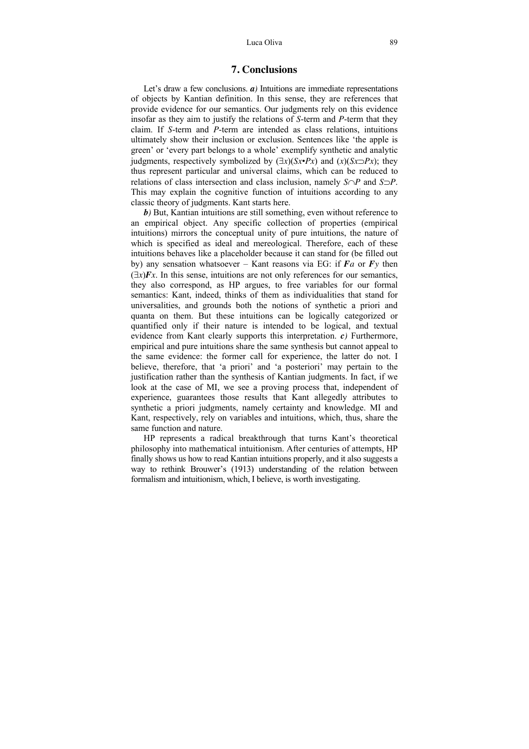## 7. Conclusions

Let's draw a few conclusions. ***a)*** Intuitions are immediate representations of objects by Kantian definition. In this sense, they are references that provide evidence for our semantics. Our judgments rely on this evidence insofar as they aim to justify the relations of *S*-term and *P*-term that they claim. If *S*-term and *P*-term are intended as class relations, intuitions ultimately show their inclusion or exclusion. Sentences like 'the apple is green' or 'every part belongs to a whole' exemplify synthetic and analytic judgments, respectively symbolized by $(\exists x)(Sx \bullet Px)$ and $(x)(Sx \supset Px)$; they thus represent particular and universal claims, which can be reduced to relations of class intersection and class inclusion, namely $S \cap P$ and $S \supset P$. This may explain the cognitive function of intuitions according to any classic theory of judgments. Kant starts here.

***b)*** But, Kantian intuitions are still something, even without reference to an empirical object. Any specific collection of properties (empirical intuitions) mirrors the conceptual unity of pure intuitions, the nature of which is specified as ideal and mereological. Therefore, each of these intuitions behaves like a placeholder because it can stand for (be filled out by) any sensation whatsoever – Kant reasons via EG: if $\boldsymbol{F}a$ or $\boldsymbol{F}y$ then $(\exists x)\boldsymbol{F}x$. In this sense, intuitions are not only references for our semantics, they also correspond, as HP argues, to free variables for our formal semantics: Kant, indeed, thinks of them as individualities that stand for universalities, and grounds both the notions of synthetic a priori and quanta on them. But these intuitions can be logically categorized or quantified only if their nature is intended to be logical, and textual evidence from Kant clearly supports this interpretation. ***c)*** Furthermore, empirical and pure intuitions share the same synthesis but cannot appeal to the same evidence: the former call for experience, the latter do not. I believe, therefore, that 'a priori' and 'a posteriori' may pertain to the justification rather than the synthesis of Kantian judgments. In fact, if we look at the case of MI, we see a proving process that, independent of experience, guarantees those results that Kant allegedly attributes to synthetic a priori judgments, namely certainty and knowledge. MI and Kant, respectively, rely on variables and intuitions, which, thus, share the same function and nature.

HP represents a radical breakthrough that turns Kant's theoretical philosophy into mathematical intuitionism. After centuries of attempts, HP finally shows us how to read Kantian intuitions properly, and it also suggests a way to rethink Brouwer's (1913) understanding of the relation between formalism and intuitionism, which, I believe, is worth investigating.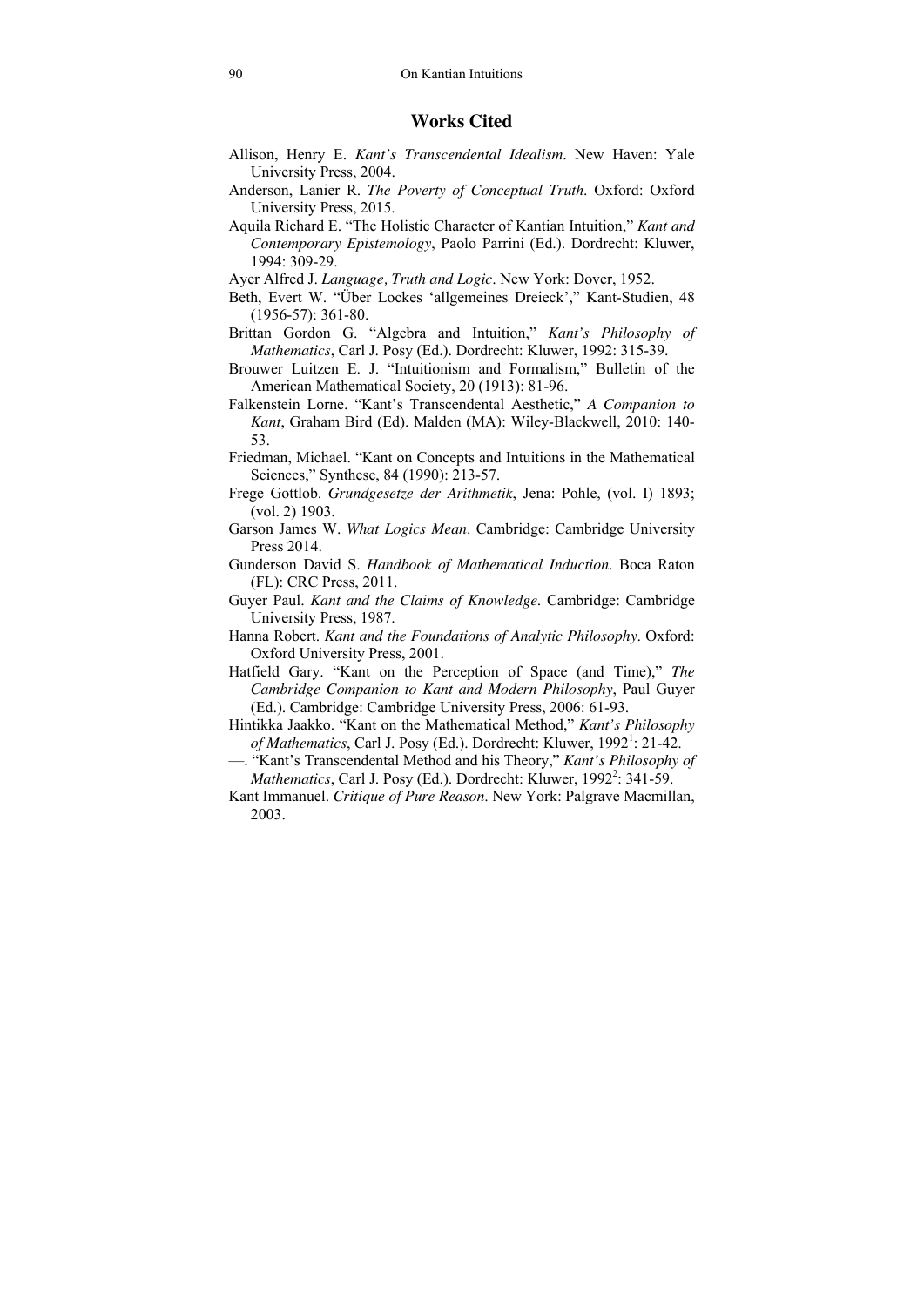## Works Cited

Allison, Henry E. *Kant's Transcendental Idealism*. New Haven: Yale University Press, 2004.

Anderson, Lanier R. *The Poverty of Conceptual Truth*. Oxford: Oxford University Press, 2015.

Aquila Richard E. "The Holistic Character of Kantian Intuition," *Kant and Contemporary Epistemology*, Paolo Parrini (Ed.). Dordrecht: Kluwer, 1994: 309-29.

Ayer Alfred J. *Language, Truth and Logic*. New York: Dover, 1952.

Beth, Evert W. "Über Lockes 'allgemeines Dreieck'," Kant-Studien, 48 (1956-57): 361-80.

Brittan Gordon G. "Algebra and Intuition," *Kant's Philosophy of Mathematics*, Carl J. Posy (Ed.). Dordrecht: Kluwer, 1992: 315-39.

Brouwer Luitzen E. J. "Intuitionism and Formalism," Bulletin of the American Mathematical Society, 20 (1913): 81-96.

Falkenstein Lorne. "Kant's Transcendental Aesthetic," *A Companion to Kant*, Graham Bird (Ed). Malden (MA): Wiley-Blackwell, 2010: 140-53.

Friedman, Michael. "Kant on Concepts and Intuitions in the Mathematical Sciences," Synthese, 84 (1990): 213-57.

Frege Gottlob. *Grundgesetze der Arithmetik*, Jena: Pohle, (vol. I) 1893; (vol. 2) 1903.

Garson James W. *What Logics Mean*. Cambridge: Cambridge University Press 2014.

Gunderson David S. *Handbook of Mathematical Induction*. Boca Raton (FL): CRC Press, 2011.

Guyer Paul. *Kant and the Claims of Knowledge*. Cambridge: Cambridge University Press, 1987.

Hanna Robert. *Kant and the Foundations of Analytic Philosophy*. Oxford: Oxford University Press, 2001.

Hatfield Gary. "Kant on the Perception of Space (and Time)," *The Cambridge Companion to Kant and Modern Philosophy*, Paul Guyer (Ed.). Cambridge: Cambridge University Press, 2006: 61-93.

Hintikka Jaakko. "Kant on the Mathematical Method," *Kant's Philosophy of Mathematics*, Carl J. Posy (Ed.). Dordrecht: Kluwer, 1992[1]: 21-42.

—. "Kant's Transcendental Method and his Theory," *Kant's Philosophy of Mathematics*, Carl J. Posy (Ed.). Dordrecht: Kluwer, 1992[2]: 341-59.

Kant Immanuel. *Critique of Pure Reason*. New York: Palgrave Macmillan, 2003.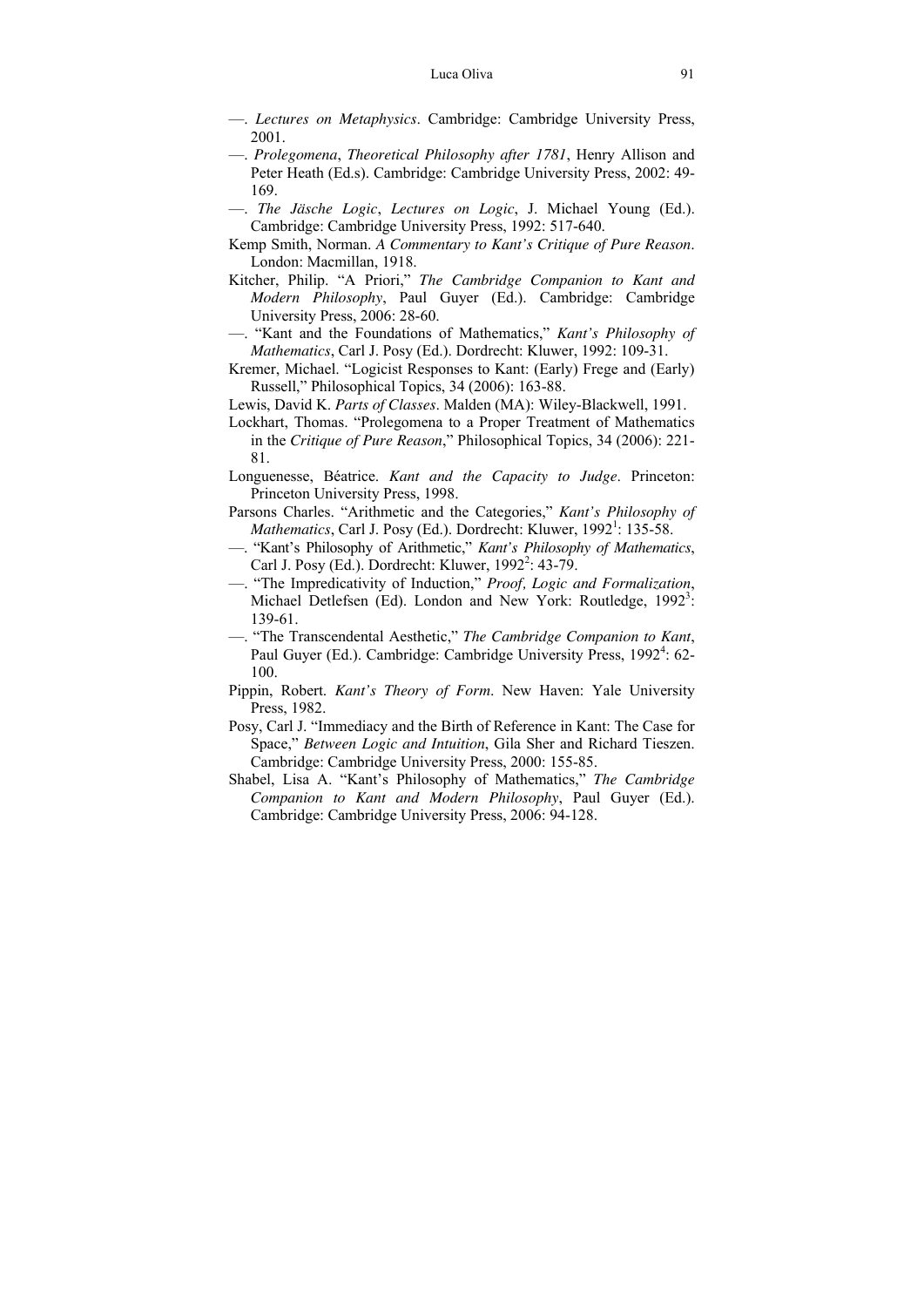—. *Lectures on Metaphysics*. Cambridge: Cambridge University Press, 2001.

—. *Prolegomena*, *Theoretical Philosophy after 1781*, Henry Allison and Peter Heath (Ed.s). Cambridge: Cambridge University Press, 2002: 49-169.

—. *The Jäsche Logic*, *Lectures on Logic*, J. Michael Young (Ed.). Cambridge: Cambridge University Press, 1992: 517-640.

Kemp Smith, Norman. *A Commentary to Kant's Critique of Pure Reason*. London: Macmillan, 1918.

Kitcher, Philip. "A Priori," *The Cambridge Companion to Kant and Modern Philosophy*, Paul Guyer (Ed.). Cambridge: Cambridge University Press, 2006: 28-60.

—. "Kant and the Foundations of Mathematics," *Kant's Philosophy of Mathematics*, Carl J. Posy (Ed.). Dordrecht: Kluwer, 1992: 109-31.

Kremer, Michael. "Logicist Responses to Kant: (Early) Frege and (Early) Russell," Philosophical Topics, 34 (2006): 163-88.

Lewis, David K. *Parts of Classes*. Malden (MA): Wiley-Blackwell, 1991.

Lockhart, Thomas. "Prolegomena to a Proper Treatment of Mathematics in the *Critique of Pure Reason*," Philosophical Topics, 34 (2006): 221-81.

Longuenesse, Béatrice. *Kant and the Capacity to Judge*. Princeton: Princeton University Press, 1998.

Parsons Charles. "Arithmetic and the Categories," *Kant's Philosophy of Mathematics*, Carl J. Posy (Ed.). Dordrecht: Kluwer, 1992[1]: 135-58.

—. "Kant's Philosophy of Arithmetic," *Kant's Philosophy of Mathematics*, Carl J. Posy (Ed.). Dordrecht: Kluwer, 1992[2]: 43-79.

—. "The Impredicativity of Induction," *Proof, Logic and Formalization*, Michael Detlefsen (Ed). London and New York: Routledge, 1992[3]: 139-61.

—. "The Transcendental Aesthetic," *The Cambridge Companion to Kant*, Paul Guyer (Ed.). Cambridge: Cambridge University Press, 1992[4]: 62-100.

Pippin, Robert. *Kant's Theory of Form*. New Haven: Yale University Press, 1982.

Posy, Carl J. "Immediacy and the Birth of Reference in Kant: The Case for Space," *Between Logic and Intuition*, Gila Sher and Richard Tieszen. Cambridge: Cambridge University Press, 2000: 155-85.

Shabel, Lisa A. "Kant's Philosophy of Mathematics," *The Cambridge Companion to Kant and Modern Philosophy*, Paul Guyer (Ed.). Cambridge: Cambridge University Press, 2006: 94-128.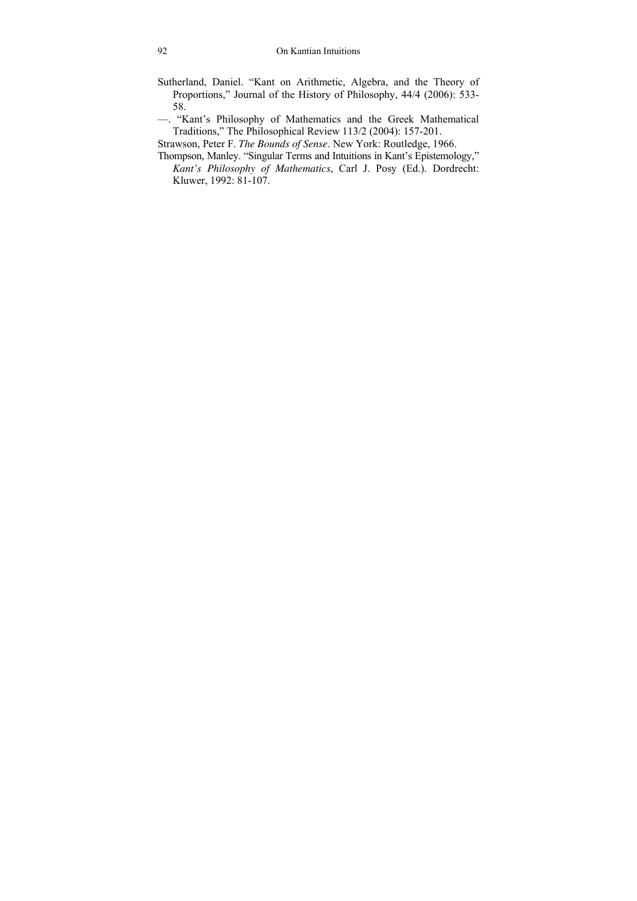Sutherland, Daniel. "Kant on Arithmetic, Algebra, and the Theory of Proportions," Journal of the History of Philosophy, 44/4 (2006): 533-58.

—. "Kant's Philosophy of Mathematics and the Greek Mathematical Traditions," The Philosophical Review 113/2 (2004): 157-201.

Strawson, Peter F. *The Bounds of Sense*. New York: Routledge, 1966.

Thompson, Manley. "Singular Terms and Intuitions in Kant's Epistemology," *Kant's Philosophy of Mathematics*, Carl J. Posy (Ed.). Dordrecht: Kluwer, 1992: 81-107.